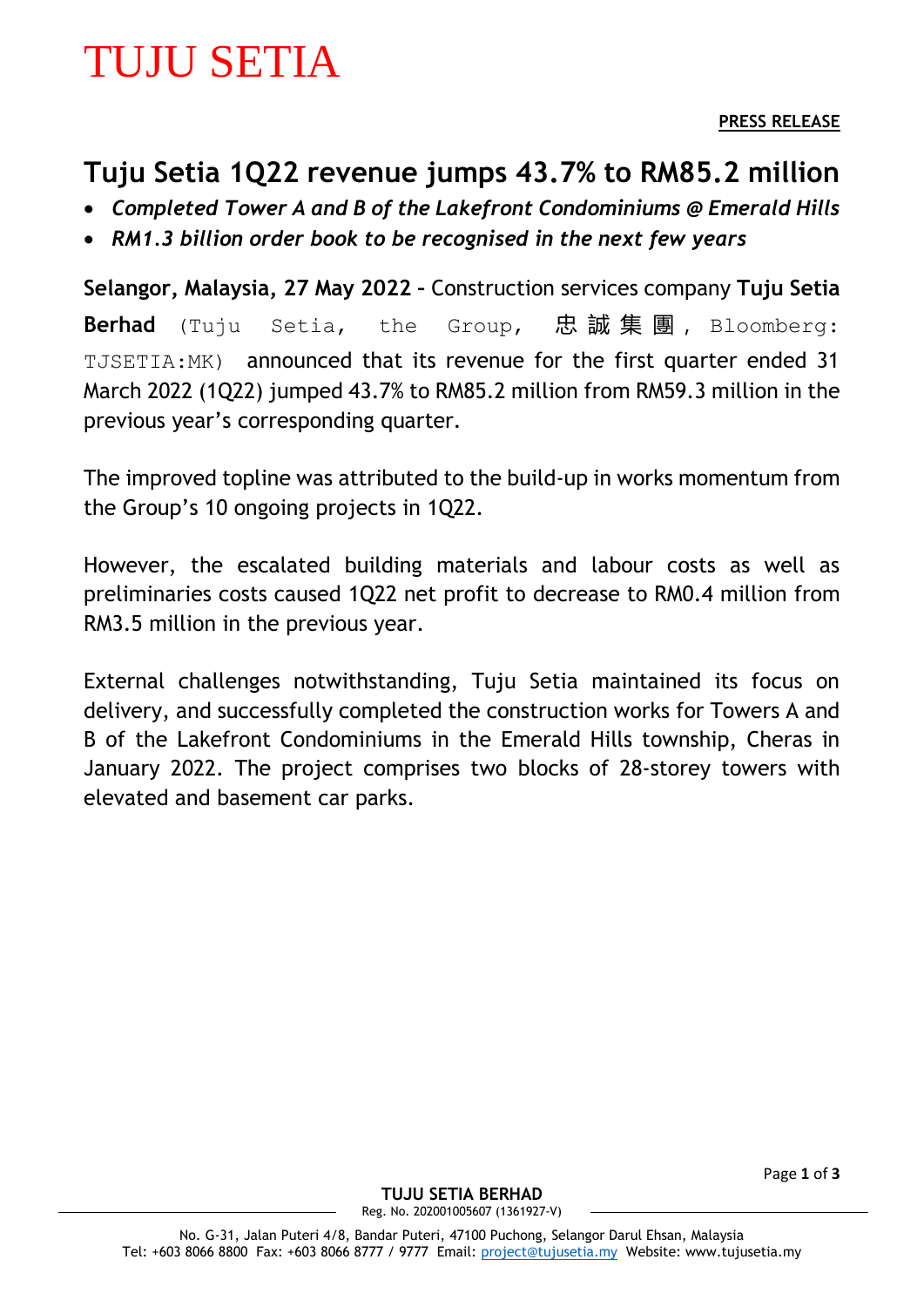# TUJU SETIA

**PRESS RELEASE**

## Tuju Setia 1Q22 revenue jumps 43.7% to RM85.2 million

- ***Completed Tower A and B of the Lakefront Condominiums @ Emerald Hills***
- ***RM1.3 billion order book to be recognised in the next few years***

**Selangor, Malaysia, 27 May 2022** – Construction services company **Tuju Setia Berhad** (Tuju Setia, the Group, 忠誠集團, Bloomberg: TJSETIA:MK) announced that its revenue for the first quarter ended 31 March 2022 (1Q22) jumped 43.7% to RM85.2 million from RM59.3 million in the previous year's corresponding quarter.

The improved topline was attributed to the build-up in works momentum from the Group's 10 ongoing projects in 1Q22.

However, the escalated building materials and labour costs as well as preliminaries costs caused 1Q22 net profit to decrease to RM0.4 million from RM3.5 million in the previous year.

External challenges notwithstanding, Tuju Setia maintained its focus on delivery, and successfully completed the construction works for Towers A and B of the Lakefront Condominiums in the Emerald Hills township, Cheras in January 2022. The project comprises two blocks of 28-storey towers with elevated and basement car parks.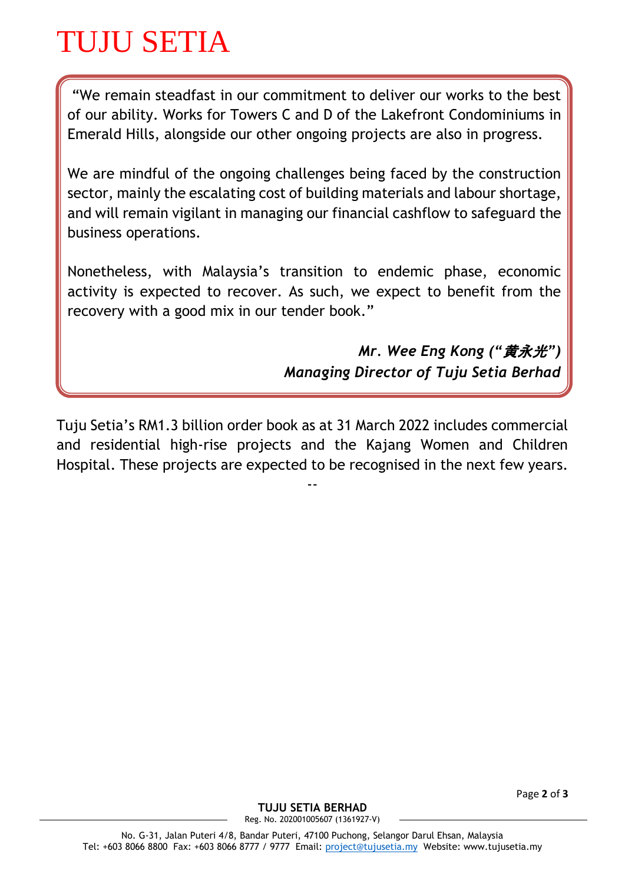"We remain steadfast in our commitment to deliver our works to the best of our ability. Works for Towers C and D of the Lakefront Condominiums in Emerald Hills, alongside our other ongoing projects are also in progress.

We are mindful of the ongoing challenges being faced by the construction sector, mainly the escalating cost of building materials and labour shortage, and will remain vigilant in managing our financial cashflow to safeguard the business operations.

Nonetheless, with Malaysia's transition to endemic phase, economic activity is expected to recover. As such, we expect to benefit from the recovery with a good mix in our tender book."

***Mr. Wee Eng Kong ("黄永光")***
***Managing Director of Tuju Setia Berhad***

Tuju Setia's RM1.3 billion order book as at 31 March 2022 includes commercial and residential high-rise projects and the Kajang Women and Children Hospital. These projects are expected to be recognised in the next few years.

--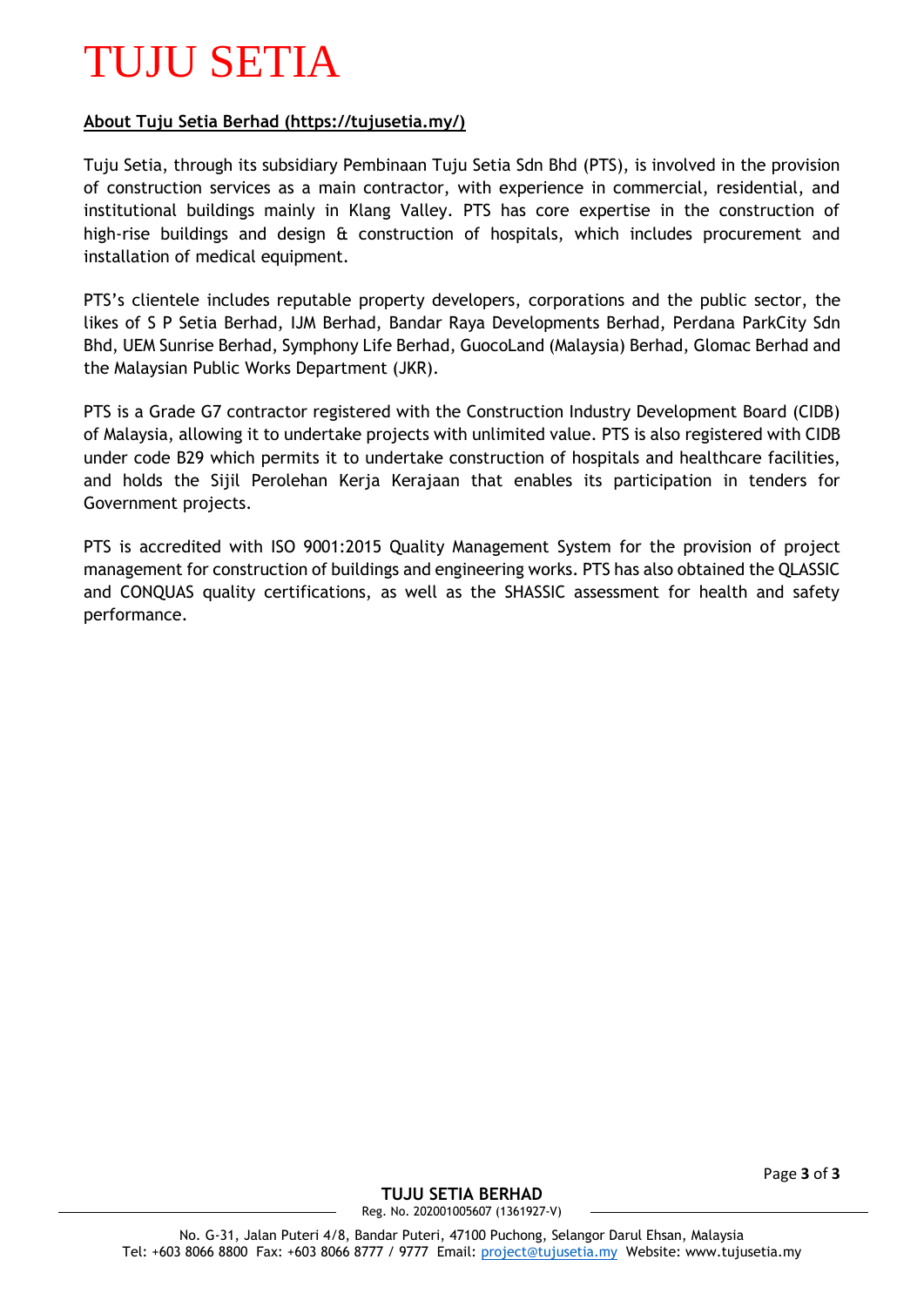# TUJU SETIA

**About Tuju Setia Berhad (https://tujusetia.my/)**

Tuju Setia, through its subsidiary Pembinaan Tuju Setia Sdn Bhd (PTS), is involved in the provision of construction services as a main contractor, with experience in commercial, residential, and institutional buildings mainly in Klang Valley. PTS has core expertise in the construction of high-rise buildings and design & construction of hospitals, which includes procurement and installation of medical equipment.

PTS's clientele includes reputable property developers, corporations and the public sector, the likes of S P Setia Berhad, IJM Berhad, Bandar Raya Developments Berhad, Perdana ParkCity Sdn Bhd, UEM Sunrise Berhad, Symphony Life Berhad, GuocoLand (Malaysia) Berhad, Glomac Berhad and the Malaysian Public Works Department (JKR).

PTS is a Grade G7 contractor registered with the Construction Industry Development Board (CIDB) of Malaysia, allowing it to undertake projects with unlimited value. PTS is also registered with CIDB under code B29 which permits it to undertake construction of hospitals and healthcare facilities, and holds the Sijil Perolehan Kerja Kerajaan that enables its participation in tenders for Government projects.

PTS is accredited with ISO 9001:2015 Quality Management System for the provision of project management for construction of buildings and engineering works. PTS has also obtained the QLASSIC and CONQUAS quality certifications, as well as the SHASSIC assessment for health and safety performance.